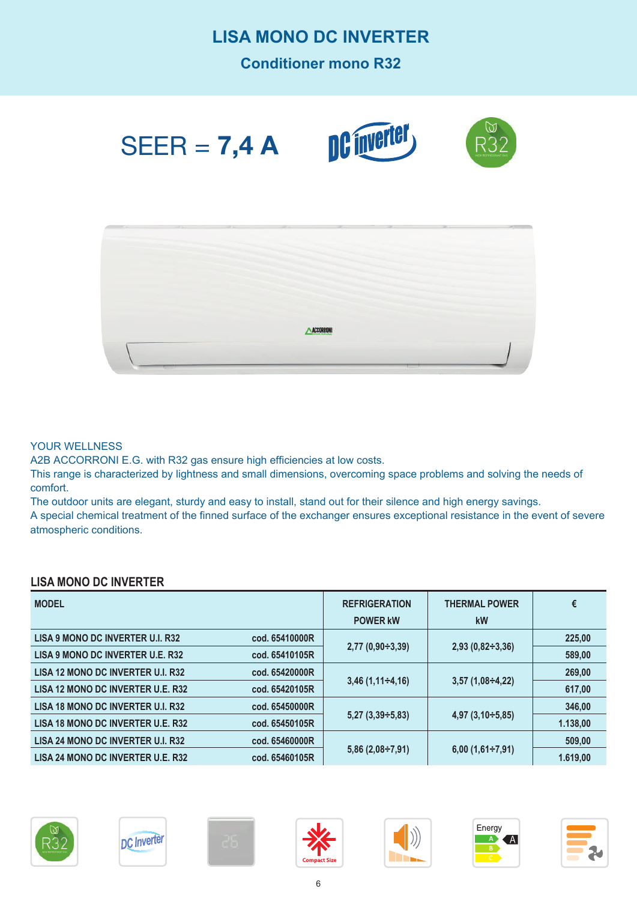# LISA MONO DC INVERTER

## Conditioner mono R32

SEER = **7,4 A**

YOUR WELLNESS

A2B ACCORRONI E.G. with R32 gas ensure high efficiencies at low costs.

This range is characterized by lightness and small dimensions, overcoming space problems and solving the needs of comfort.

The outdoor units are elegant, sturdy and easy to install, stand out for their silence and high energy savings.

A special chemical treatment of the finned surface of the exchanger ensures exceptional resistance in the event of severe atmospheric conditions.

## LISA MONO DC INVERTER

| MODEL | | REFRIGERATION POWER kW | THERMAL POWER kW | € |
|---|---|---|---|---|
| LISA 9 MONO DC INVERTER U.I. R32 | cod. 65410000R | 2,77 (0,90÷3,39) | 2,93 (0,82÷3,36) | 225,00 |
| LISA 9 MONO DC INVERTER U.E. R32 | cod. 65410105R | | | 589,00 |
| LISA 12 MONO DC INVERTER U.I. R32 | cod. 65420000R | 3,46 (1,11÷4,16) | 3,57 (1,08÷4,22) | 269,00 |
| LISA 12 MONO DC INVERTER U.E. R32 | cod. 65420105R | | | 617,00 |
| LISA 18 MONO DC INVERTER U.I. R32 | cod. 65450000R | 5,27 (3,39÷5,83) | 4,97 (3,10÷5,85) | 346,00 |
| LISA 18 MONO DC INVERTER U.E. R32 | cod. 65450105R | | | 1.138,00 |
| LISA 24 MONO DC INVERTER U.I. R32 | cod. 65460000R | 5,86 (2,08÷7,91) | 6,00 (1,61÷7,91) | 509,00 |
| LISA 24 MONO DC INVERTER U.E. R32 | cod. 65460105R | | | 1.619,00 |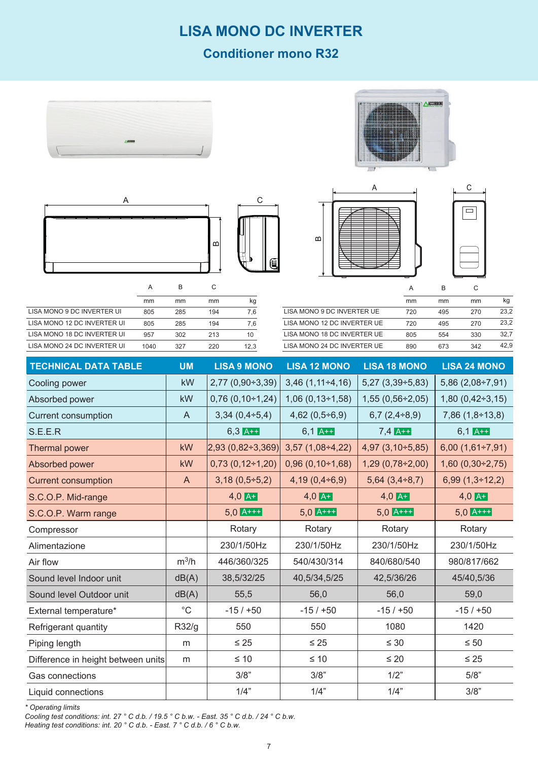# LISA MONO DC INVERTER

## Conditioner mono R32

| | A | B | C | |
|---|---|---|---|---|
| | mm | mm | mm | kg |
| LISA MONO 9 DC INVERTER UI | 805 | 285 | 194 | 7,6 |
| LISA MONO 12 DC INVERTER UI | 805 | 285 | 194 | 7,6 |
| LISA MONO 18 DC INVERTER UI | 957 | 302 | 213 | 10 |
| LISA MONO 24 DC INVERTER UI | 1040 | 327 | 220 | 12,3 |

| | A | B | C | |
|---|---|---|---|---|
| | mm | mm | mm | kg |
| LISA MONO 9 DC INVERTER UE | 720 | 495 | 270 | 23,2 |
| LISA MONO 12 DC INVERTER UE | 720 | 495 | 270 | 23,2 |
| LISA MONO 18 DC INVERTER UE | 805 | 554 | 330 | 32,7 |
| LISA MONO 24 DC INVERTER UE | 890 | 673 | 342 | 42,9 |

| TECHNICAL DATA TABLE | UM | LISA 9 MONO | LISA 12 MONO | LISA 18 MONO | LISA 24 MONO |
|---|---|---|---|---|---|
| Cooling power | kW | 2,77 (0,90÷3,39) | 3,46 (1,11÷4,16) | 5,27 (3,39÷5,83) | 5,86 (2,08÷7,91) |
| Absorbed power | kW | 0,76 (0,10÷1,24) | 1,06 (0,13÷1,58) | 1,55 (0,56÷2,05) | 1,80 (0,42÷3,15) |
| Current consumption | A | 3,34 (0,4÷5,4) | 4,62 (0,5÷6,9) | 6,7 (2,4÷8,9) | 7,86 (1,8÷13,8) |
| S.E.E.R | | 6,3 A++ | 6,1 A++ | 7,4 A++ | 6,1 A++ |
| Thermal power | kW | 2,93 (0,82÷3,369) | 3,57 (1,08÷4,22) | 4,97 (3,10÷5,85) | 6,00 (1,61÷7,91) |
| Absorbed power | kW | 0,73 (0,12÷1,20) | 0,96 (0,10÷1,68) | 1,29 (0,78÷2,00) | 1,60 (0,30÷2,75) |
| Current consumption | A | 3,18 (0,5÷5,2) | 4,19 (0,4÷6,9) | 5,64 (3,4÷8,7) | 6,99 (1,3÷12,2) |
| S.C.O.P. Mid-range | | 4,0 A+ | 4,0 A+ | 4,0 A+ | 4,0 A+ |
| S.C.O.P. Warm range | | 5,0 A+++ | 5,0 A+++ | 5,0 A+++ | 5,0 A+++ |
| Compressor | | Rotary | Rotary | Rotary | Rotary |
| Alimentazione | | 230/1/50Hz | 230/1/50Hz | 230/1/50Hz | 230/1/50Hz |
| Air flow | $m^3/h$ | 446/360/325 | 540/430/314 | 840/680/540 | 980/817/662 |
| Sound level Indoor unit | dB(A) | 38,5/32/25 | 40,5/34,5/25 | 42,5/36/26 | 45/40,5/36 |
| Sound level Outdoor unit | dB(A) | 55,5 | 56,0 | 56,0 | 59,0 |
| External temperature* | °C | -15 / +50 | -15 / +50 | -15 / +50 | -15 / +50 |
| Refrigerant quantity | R32/g | 550 | 550 | 1080 | 1420 |
| Piping length | m | ≤ 25 | ≤ 25 | ≤ 30 | ≤ 50 |
| Difference in height between units | m | ≤ 10 | ≤ 10 | ≤ 20 | ≤ 25 |
| Gas connections | | 3/8” | 3/8” | 1/2” | 5/8” |
| Liquid connections | | 1/4” | 1/4” | 1/4” | 3/8” |

*\* Operating limits*
*Cooling test conditions: int. 27 ° C d.b. / 19.5 ° C b.w. - East. 35 ° C d.b. / 24 ° C b.w.*
*Heating test conditions: int. 20 ° C d.b. - East. 7 ° C d.b. / 6 ° C b.w.*